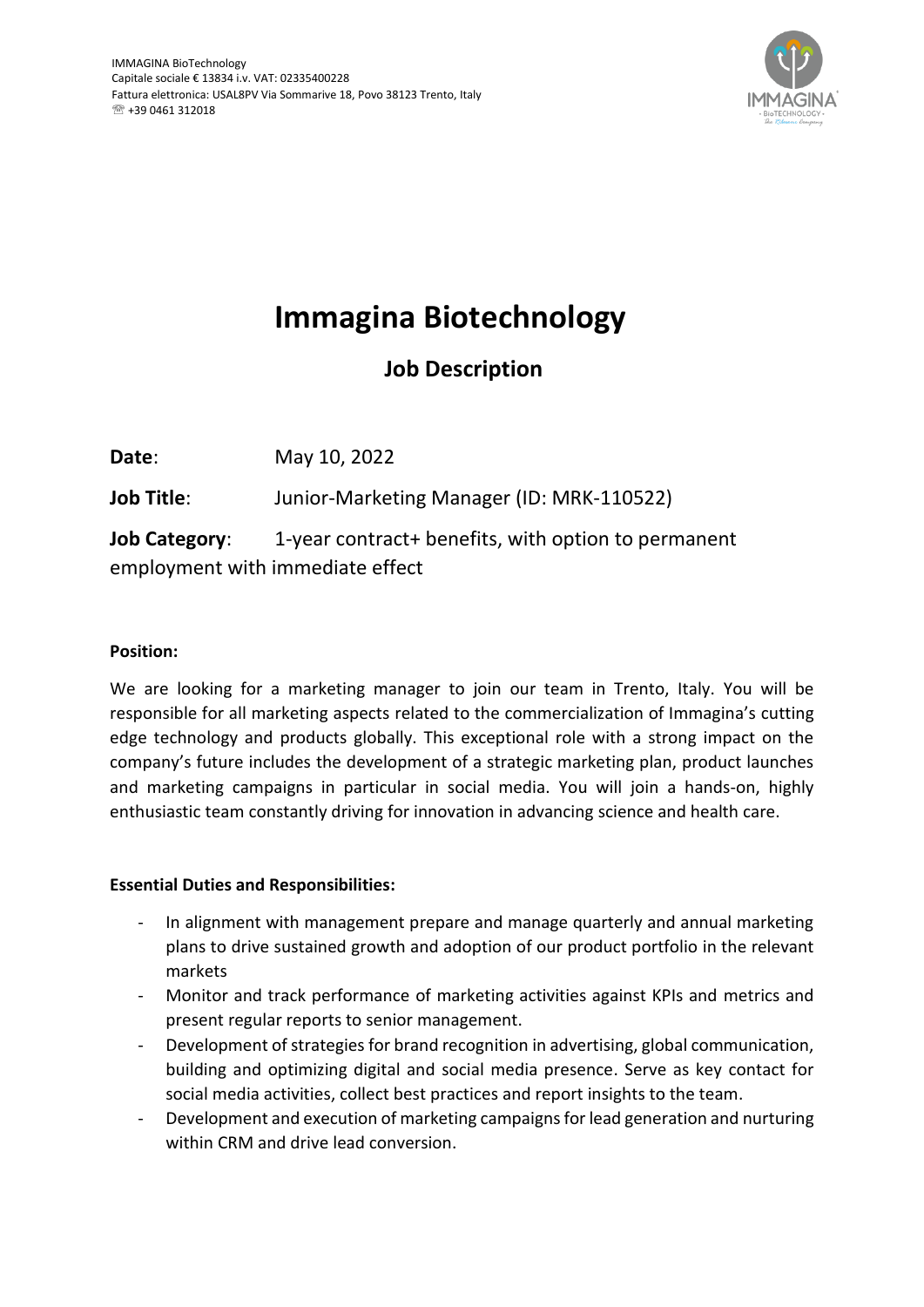IMMAGINA BioTechnology
Capitale sociale € 13834 i.v. VAT: 02335400228
Fattura elettronica: USAL8PV Via Sommarive 18, Povo 38123 Trento, Italy
☏ +39 0461 312018

# Immagina Biotechnology

## Job Description

**Date**: May 10, 2022

**Job Title**: Junior-Marketing Manager (ID: MRK-110522)

**Job Category**: 1-year contract+ benefits, with option to permanent employment with immediate effect

**Position:**

We are looking for a marketing manager to join our team in Trento, Italy. You will be responsible for all marketing aspects related to the commercialization of Immagina's cutting edge technology and products globally. This exceptional role with a strong impact on the company's future includes the development of a strategic marketing plan, product launches and marketing campaigns in particular in social media. You will join a hands-on, highly enthusiastic team constantly driving for innovation in advancing science and health care.

**Essential Duties and Responsibilities:**

- In alignment with management prepare and manage quarterly and annual marketing plans to drive sustained growth and adoption of our product portfolio in the relevant markets
- Monitor and track performance of marketing activities against KPIs and metrics and present regular reports to senior management.
- Development of strategies for brand recognition in advertising, global communication, building and optimizing digital and social media presence. Serve as key contact for social media activities, collect best practices and report insights to the team.
- Development and execution of marketing campaigns for lead generation and nurturing within CRM and drive lead conversion.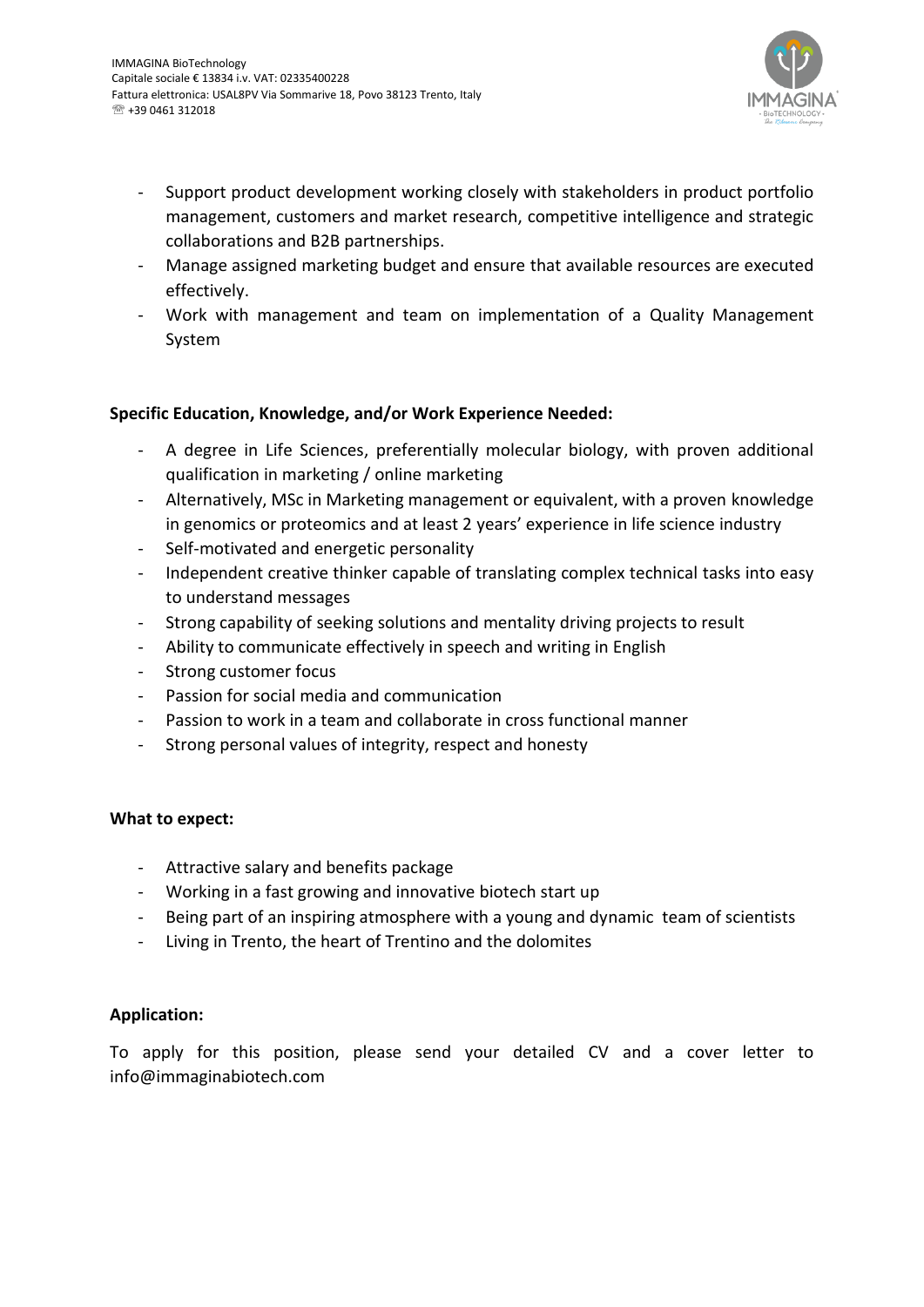- Support product development working closely with stakeholders in product portfolio management, customers and market research, competitive intelligence and strategic collaborations and B2B partnerships.
- Manage assigned marketing budget and ensure that available resources are executed effectively.
- Work with management and team on implementation of a Quality Management System

**Specific Education, Knowledge, and/or Work Experience Needed:**

- A degree in Life Sciences, preferentially molecular biology, with proven additional qualification in marketing / online marketing
- Alternatively, MSc in Marketing management or equivalent, with a proven knowledge in genomics or proteomics and at least 2 years' experience in life science industry
- Self-motivated and energetic personality
- Independent creative thinker capable of translating complex technical tasks into easy to understand messages
- Strong capability of seeking solutions and mentality driving projects to result
- Ability to communicate effectively in speech and writing in English
- Strong customer focus
- Passion for social media and communication
- Passion to work in a team and collaborate in cross functional manner
- Strong personal values of integrity, respect and honesty

**What to expect:**

- Attractive salary and benefits package
- Working in a fast growing and innovative biotech start up
- Being part of an inspiring atmosphere with a young and dynamic team of scientists
- Living in Trento, the heart of Trentino and the dolomites

**Application:**

To apply for this position, please send your detailed CV and a cover letter to info@immaginabiotech.com